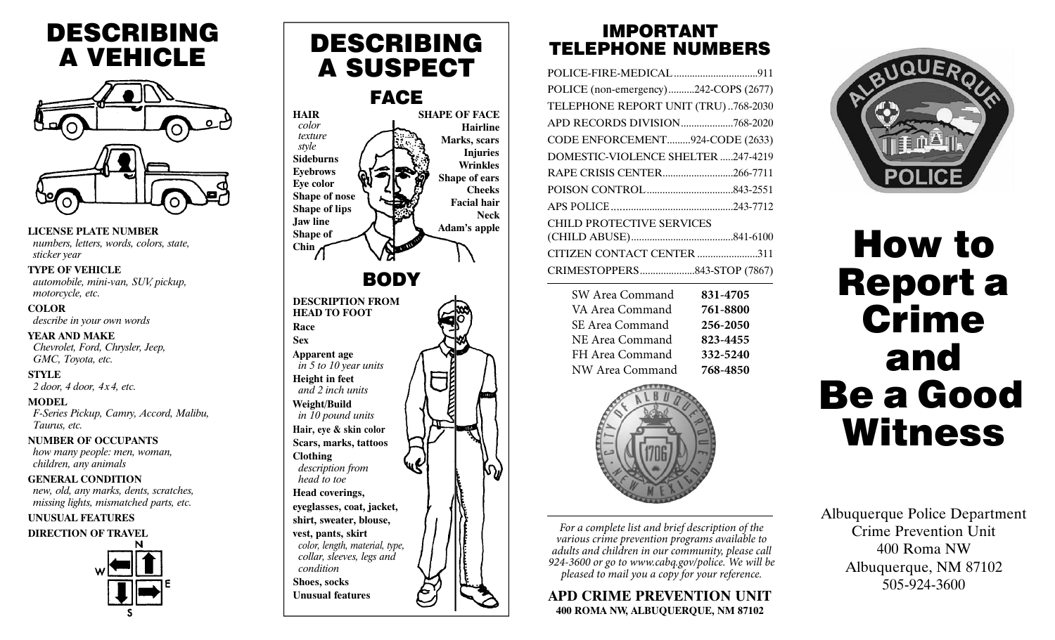# DESCRIBING A VEHICLE

**LICENSE PLATE NUMBER**
*numbers, letters, words, colors, state, sticker year*

**TYPE OF VEHICLE**
*automobile, mini-van, SUV, pickup, motorcycle, etc.*

**COLOR**
*describe in your own words*

**YEAR AND MAKE**
*Chevrolet, Ford, Chrysler, Jeep, GMC, Toyota, etc.*

**STYLE**
*2 door, 4 door, 4x4, etc.*

**MODEL**
*F-Series Pickup, Camry, Accord, Malibu, Taurus, etc.*

**NUMBER OF OCCUPANTS**
*how many people: men, woman, children, any animals*

**GENERAL CONDITION**
*new, old, any marks, dents, scratches, missing lights, mismatched parts, etc.*

**UNUSUAL FEATURES**

**DIRECTION OF TRAVEL**

N W E S

# DESCRIBING A SUSPECT

## FACE

**HAIR**
*color*
*texture*
*style*
**Sideburns**
**Eyebrows**
**Eye color**
**Shape of nose**
**Shape of lips**
**Jaw line**
**Shape of Chin**

**SHAPE OF FACE**
**Hairline**
**Marks, scars**
**Injuries**
**Wrinkles**
**Shape of ears**
**Cheeks**
**Facial hair**
**Neck**
**Adam's apple**

## BODY

**DESCRIPTION FROM HEAD TO FOOT**
**Race**
**Sex**
**Apparent age**
*in 5 to 10 year units*
**Height in feet**
*and 2 inch units*
**Weight/Build**
*in 10 pound units*
**Hair, eye & skin color**
**Scars, marks, tattoos**
**Clothing**
*description from head to toe*
**Head coverings, eyeglasses, coat, jacket, shirt, sweater, blouse, vest, pants, skirt**
*color, length, material, type, collar, sleeves, legs and condition*
**Shoes, socks**
**Unusual features**

# IMPORTANT TELEPHONE NUMBERS

POLICE-FIRE-MEDICAL................................911
POLICE (non-emergency)..........242-COPS (2677)
TELEPHONE REPORT UNIT (TRU)..768-2030
APD RECORDS DIVISION....................768-2020
CODE ENFORCEMENT.........924-CODE (2633)
DOMESTIC-VIOLENCE SHELTER.....247-4219
RAPE CRISIS CENTER...........................266-7711
POISON CONTROL.................................843-2551
APS POLICE.............................................243-7712
CHILD PROTECTIVE SERVICES (CHILD ABUSE).......................................841-6100
CITIZEN CONTACT CENTER.......................311
CRIMESTOPPERS.....................843-STOP (7867)

| | |
|---|---|
| SW Area Command | **831-4705** |
| VA Area Command | **761-8800** |
| SE Area Command | **256-2050** |
| NE Area Command | **823-4455** |
| FH Area Command | **332-5240** |
| NW Area Command | **768-4850** |

*For a complete list and brief description of the various crime prevention programs available to adults and children in our community, please call 924-3600 or go to www.cabq.gov/police. We will be pleased to mail you a copy for your reference.*

**APD CRIME PREVENTION UNIT**
**400 ROMA NW, ALBUQUERQUE, NM 87102**

# How to Report a Crime and Be a Good Witness

Albuquerque Police Department
Crime Prevention Unit
400 Roma NW
Albuquerque, NM 87102
505-924-3600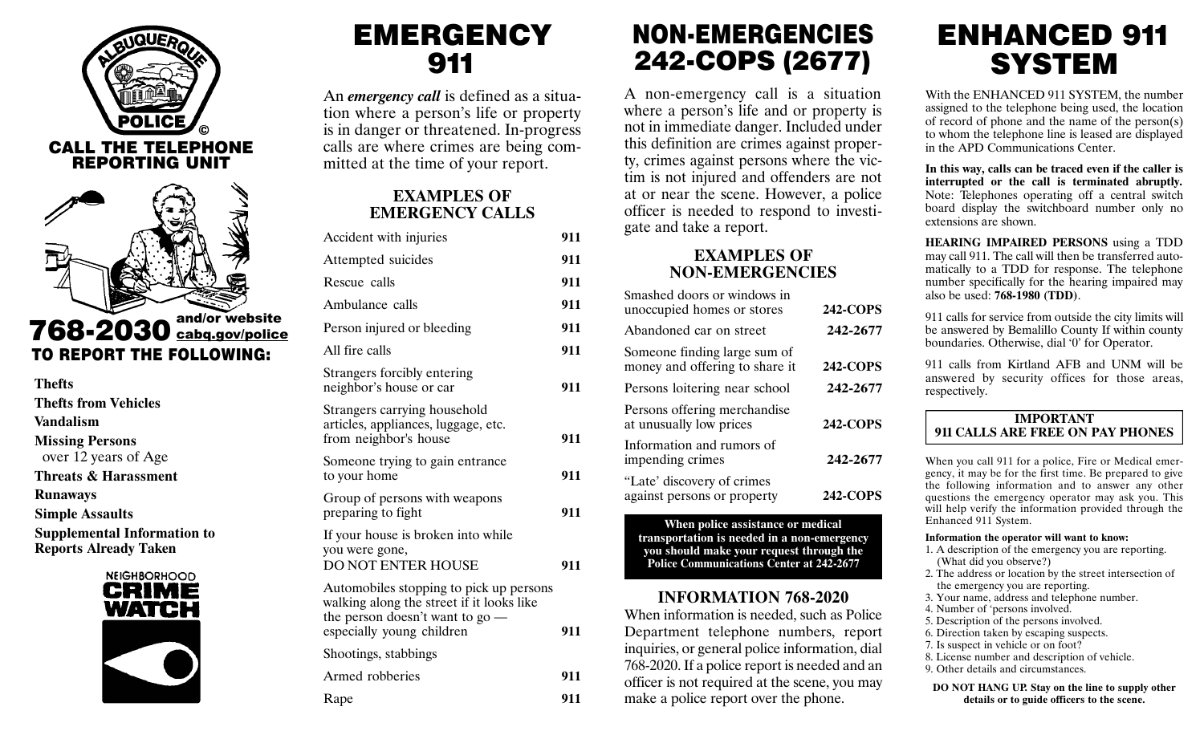ALBUQUERQUE POLICE ©

## CALL THE TELEPHONE REPORTING UNIT

# 768-2030 and/or website cabq.gov/police

## TO REPORT THE FOLLOWING:

**Thefts**

**Thefts from Vehicles**

**Vandalism**

**Missing Persons**
over 12 years of Age

**Threats & Harassment**

**Runaways**

**Simple Assaults**

**Supplemental Information to Reports Already Taken**

NEIGHBORHOOD CRIME WATCH

# EMERGENCY 911

An ***emergency call*** is defined as a situation where a person's life or property is in danger or threatened. In-progress calls are where crimes are being committed at the time of your report.

### EXAMPLES OF EMERGENCY CALLS

| | |
|---|---|
| Accident with injuries | **911** |
| Attempted suicides | **911** |
| Rescue calls | **911** |
| Ambulance calls | **911** |
| Person injured or bleeding | **911** |
| All fire calls | **911** |
| Strangers forcibly entering neighbor's house or car | **911** |
| Strangers carrying household articles, appliances, luggage, etc. from neighbor's house | **911** |
| Someone trying to gain entrance to your home | **911** |
| Group of persons with weapons preparing to fight | **911** |
| If your house is broken into while you were gone, DO NOT ENTER HOUSE | **911** |
| Automobiles stopping to pick up persons walking along the street if it looks like the person doesn't want to go — especially young children | **911** |
| Shootings, stabbings | |
| Armed robberies | **911** |
| Rape | **911** |

# NON-EMERGENCIES 242-COPS (2677)

A non-emergency call is a situation where a person's life and or property is not in immediate danger. Included under this definition are crimes against property, crimes against persons where the victim is not injured and offenders are not at or near the scene. However, a police officer is needed to respond to investigate and take a report.

### EXAMPLES OF NON-EMERGENCIES

| | |
|---|---|
| Smashed doors or windows in unoccupied homes or stores | **242-COPS** |
| Abandoned car on street | **242-2677** |
| Someone finding large sum of money and offering to share it | **242-COPS** |
| Persons loitering near school | **242-2677** |
| Persons offering merchandise at unusually low prices | **242-COPS** |
| Information and rumors of impending crimes | **242-2677** |
| "Late' discovery of crimes against persons or property | **242-COPS** |

**When police assistance or medical transportation is needed in a non-emergency you should make your request through the Police Communications Center at 242-2677**

### INFORMATION 768-2020

When information is needed, such as Police Department telephone numbers, report inquiries, or general police information, dial 768-2020. If a police report is needed and an officer is not required at the scene, you may make a police report over the phone.

# ENHANCED 911 SYSTEM

With the ENHANCED 911 SYSTEM, the number assigned to the telephone being used, the location of record of phone and the name of the person(s) to whom the telephone line is leased are displayed in the APD Communications Center.

**In this way, calls can be traced even if the caller is interrupted or the call is terminated abruptly.** Note: Telephones operating off a central switch board display the switchboard number only no extensions are shown.

**HEARING IMPAIRED PERSONS** using a TDD may call 911. The call will then be transferred automatically to a TDD for response. The telephone number specifically for the hearing impaired may also be used: **768-1980 (TDD)**.

911 calls for service from outside the city limits will be answered by Bernalillo County If within county boundaries. Otherwise, dial '0' for Operator.

911 calls from Kirtland AFB and UNM will be answered by security offices for those areas, respectively.

**IMPORTANT**
**911 CALLS ARE FREE ON PAY PHONES**

When you call 911 for a police, Fire or Medical emergency, it may be for the first time. Be prepared to give the following information and to answer any other questions the emergency operator may ask you. This will help verify the information provided through the Enhanced 911 System.

**Information the operator will want to know:**

1. A description of the emergency you are reporting. (What did you observe?)
2. The address or location by the street intersection of the emergency you are reporting.
3. Your name, address and telephone number.
4. Number of 'persons involved.
5. Description of the persons involved.
6. Direction taken by escaping suspects.
7. Is suspect in vehicle or on foot?
8. License number and description of vehicle.
9. Other details and circumstances.

**DO NOT HANG UP. Stay on the line to supply other details or to guide officers to the scene.**